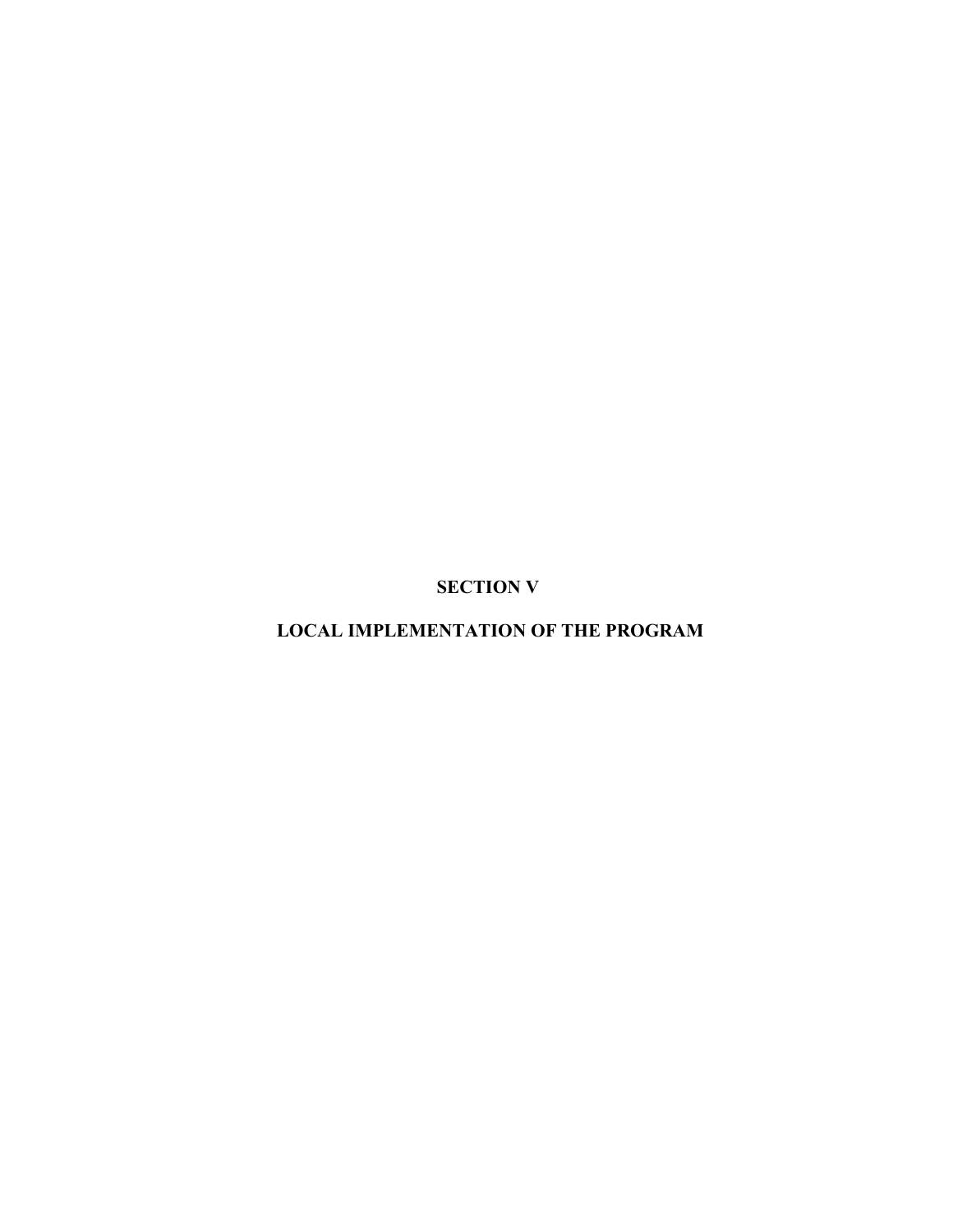# SECTION V

# LOCAL IMPLEMENTATION OF THE PROGRAM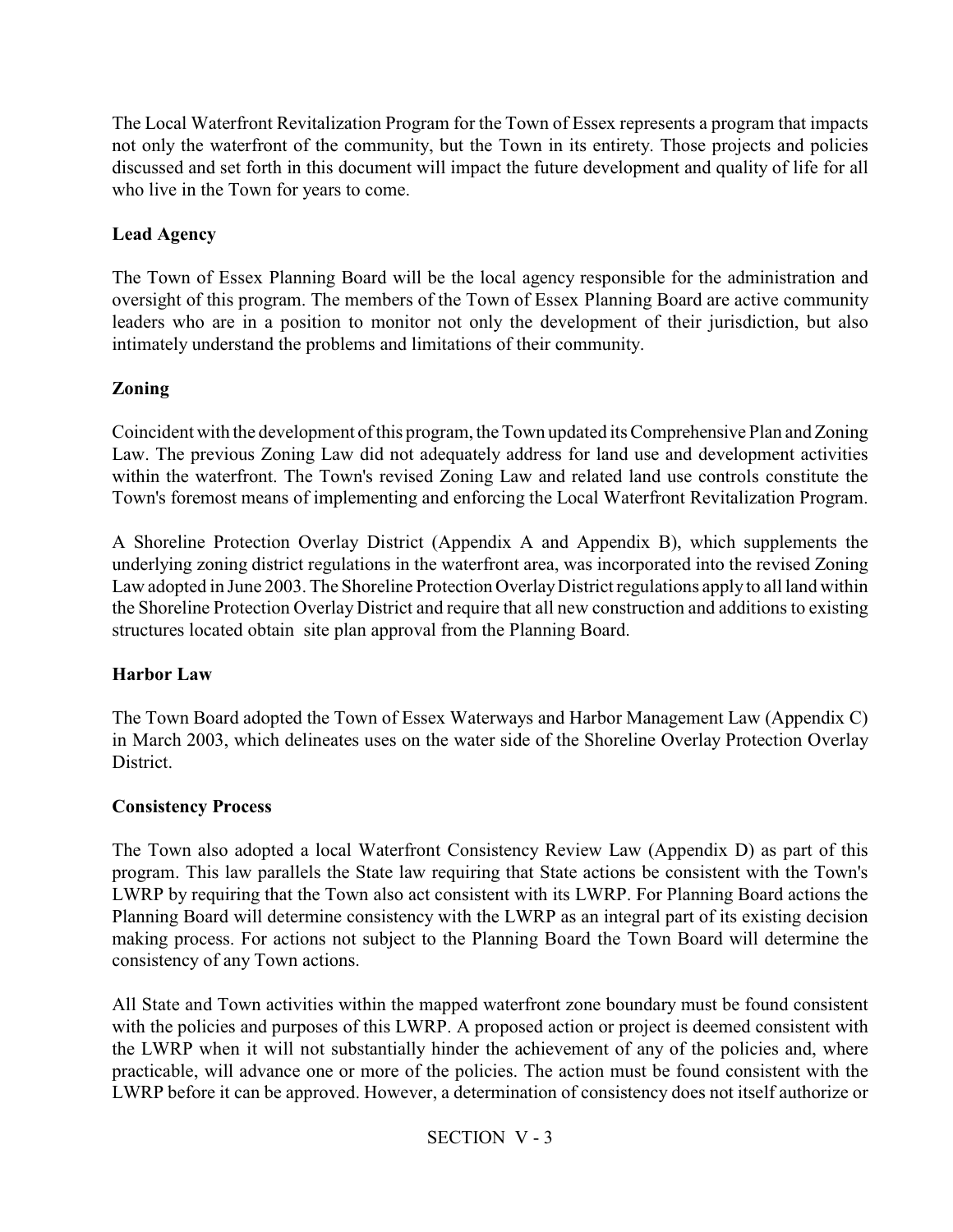The Local Waterfront Revitalization Program for the Town of Essex represents a program that impacts not only the waterfront of the community, but the Town in its entirety. Those projects and policies discussed and set forth in this document will impact the future development and quality of life for all who live in the Town for years to come.

**Lead Agency**

The Town of Essex Planning Board will be the local agency responsible for the administration and oversight of this program. The members of the Town of Essex Planning Board are active community leaders who are in a position to monitor not only the development of their jurisdiction, but also intimately understand the problems and limitations of their community.

**Zoning**

Coincident with the development of this program, the Town updated its Comprehensive Plan and Zoning Law. The previous Zoning Law did not adequately address for land use and development activities within the waterfront. The Town's revised Zoning Law and related land use controls constitute the Town's foremost means of implementing and enforcing the Local Waterfront Revitalization Program.

A Shoreline Protection Overlay District (Appendix A and Appendix B), which supplements the underlying zoning district regulations in the waterfront area, was incorporated into the revised Zoning Law adopted in June 2003. The Shoreline Protection Overlay District regulations apply to all land within the Shoreline Protection Overlay District and require that all new construction and additions to existing structures located obtain site plan approval from the Planning Board.

**Harbor Law**

The Town Board adopted the Town of Essex Waterways and Harbor Management Law (Appendix C) in March 2003, which delineates uses on the water side of the Shoreline Overlay Protection Overlay District.

**Consistency Process**

The Town also adopted a local Waterfront Consistency Review Law (Appendix D) as part of this program. This law parallels the State law requiring that State actions be consistent with the Town's LWRP by requiring that the Town also act consistent with its LWRP. For Planning Board actions the Planning Board will determine consistency with the LWRP as an integral part of its existing decision making process. For actions not subject to the Planning Board the Town Board will determine the consistency of any Town actions.

All State and Town activities within the mapped waterfront zone boundary must be found consistent with the policies and purposes of this LWRP. A proposed action or project is deemed consistent with the LWRP when it will not substantially hinder the achievement of any of the policies and, where practicable, will advance one or more of the policies. The action must be found consistent with the LWRP before it can be approved. However, a determination of consistency does not itself authorize or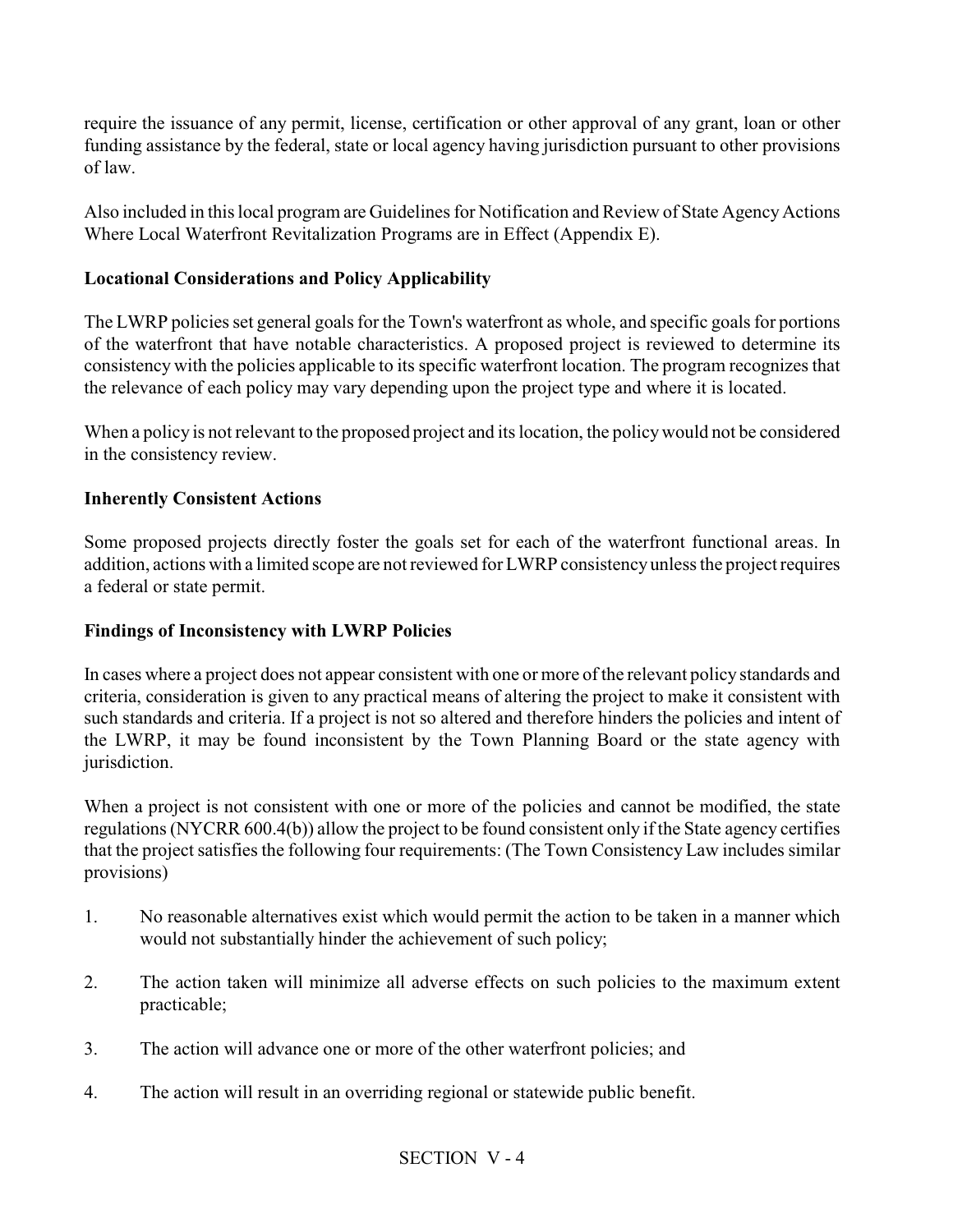require the issuance of any permit, license, certification or other approval of any grant, loan or other funding assistance by the federal, state or local agency having jurisdiction pursuant to other provisions of law.

Also included in this local program are Guidelines for Notification and Review of State Agency Actions Where Local Waterfront Revitalization Programs are in Effect (Appendix E).

**Locational Considerations and Policy Applicability**

The LWRP policies set general goals for the Town's waterfront as whole, and specific goals for portions of the waterfront that have notable characteristics. A proposed project is reviewed to determine its consistency with the policies applicable to its specific waterfront location. The program recognizes that the relevance of each policy may vary depending upon the project type and where it is located.

When a policy is not relevant to the proposed project and its location, the policy would not be considered in the consistency review.

**Inherently Consistent Actions**

Some proposed projects directly foster the goals set for each of the waterfront functional areas. In addition, actions with a limited scope are not reviewed for LWRP consistency unless the project requires a federal or state permit.

**Findings of Inconsistency with LWRP Policies**

In cases where a project does not appear consistent with one or more of the relevant policy standards and criteria, consideration is given to any practical means of altering the project to make it consistent with such standards and criteria. If a project is not so altered and therefore hinders the policies and intent of the LWRP, it may be found inconsistent by the Town Planning Board or the state agency with jurisdiction.

When a project is not consistent with one or more of the policies and cannot be modified, the state regulations (NYCRR 600.4(b)) allow the project to be found consistent only if the State agency certifies that the project satisfies the following four requirements: (The Town Consistency Law includes similar provisions)

1. No reasonable alternatives exist which would permit the action to be taken in a manner which would not substantially hinder the achievement of such policy;
2. The action taken will minimize all adverse effects on such policies to the maximum extent practicable;
3. The action will advance one or more of the other waterfront policies; and
4. The action will result in an overriding regional or statewide public benefit.